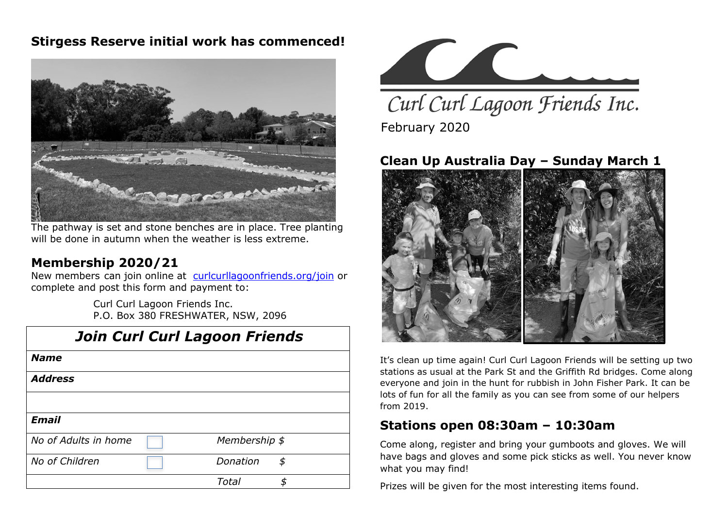Curl Curl Lagoon Friends Inc.

February 2020

## Clean Up Australia Day – Sunday March 1

It's clean up time again! Curl Curl Lagoon Friends will be setting up two stations as usual at the Park St and the Griffith Rd bridges. Come along everyone and join in the hunt for rubbish in John Fisher Park. It can be lots of fun for all the family as you can see from some of our helpers from 2019.

## Stations open 08:30am – 10:30am

Come along, register and bring your gumboots and gloves. We will have bags and gloves and some pick sticks as well. You never know what you may find!

Prizes will be given for the most interesting items found.

## Stirgess Reserve initial work has commenced!

The pathway is set and stone benches are in place. Tree planting will be done in autumn when the weather is less extreme.

## Membership 2020/21

New members can join online at [curlcurllagoonfriends.org/join](curlcurllagoonfriends.org/join) or complete and post this form and payment to:

Curl Curl Lagoon Friends Inc.
P.O. Box 380 FRESHWATER, NSW, 2096

| ***Join Curl Curl Lagoon Friends*** | | | |
|---|---|---|---|
| ***Name*** | | | |
| ***Address*** | | | |
| | | | |
| ***Email*** | | | |
| *No of Adults in home* | ☐ | *Membership $* | |
| *No of Children* | ☐ | *Donation $* | |
| | | *Total $* | |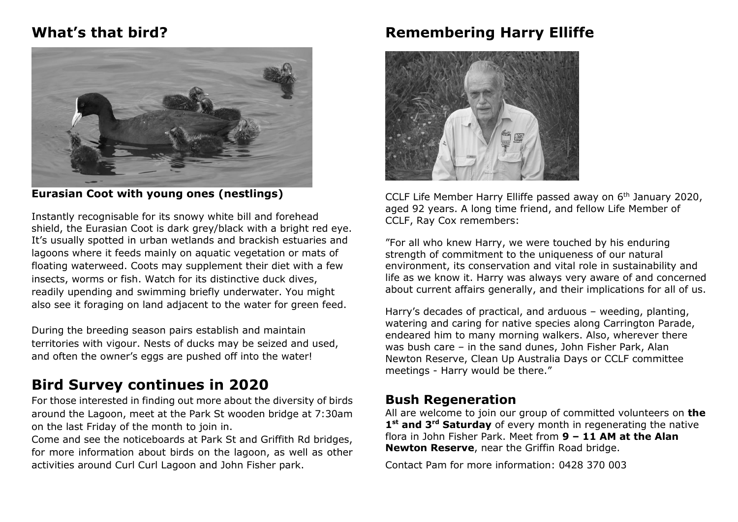## What's that bird?

**Eurasian Coot with young ones (nestlings)**

Instantly recognisable for its snowy white bill and forehead shield, the Eurasian Coot is dark grey/black with a bright red eye. It's usually spotted in urban wetlands and brackish estuaries and lagoons where it feeds mainly on aquatic vegetation or mats of floating waterweed. Coots may supplement their diet with a few insects, worms or fish. Watch for its distinctive duck dives, readily upending and swimming briefly underwater. You might also see it foraging on land adjacent to the water for green feed.

During the breeding season pairs establish and maintain territories with vigour. Nests of ducks may be seized and used, and often the owner's eggs are pushed off into the water!

# Bird Survey continues in 2020

For those interested in finding out more about the diversity of birds around the Lagoon, meet at the Park St wooden bridge at 7:30am on the last Friday of the month to join in.

Come and see the noticeboards at Park St and Griffith Rd bridges, for more information about birds on the lagoon, as well as other activities around Curl Curl Lagoon and John Fisher park.

## Remembering Harry Elliffe

CCLF Life Member Harry Elliffe passed away on 6th January 2020, aged 92 years. A long time friend, and fellow Life Member of CCLF, Ray Cox remembers:

"For all who knew Harry, we were touched by his enduring strength of commitment to the uniqueness of our natural environment, its conservation and vital role in sustainability and life as we know it. Harry was always very aware of and concerned about current affairs generally, and their implications for all of us.

Harry's decades of practical, and arduous – weeding, planting, watering and caring for native species along Carrington Parade, endeared him to many morning walkers. Also, wherever there was bush care – in the sand dunes, John Fisher Park, Alan Newton Reserve, Clean Up Australia Days or CCLF committee meetings - Harry would be there."

## Bush Regeneration

All are welcome to join our group of committed volunteers on **the 1st and 3rd Saturday** of every month in regenerating the native flora in John Fisher Park. Meet from **9 – 11 AM at the Alan Newton Reserve**, near the Griffin Road bridge.

Contact Pam for more information: 0428 370 003